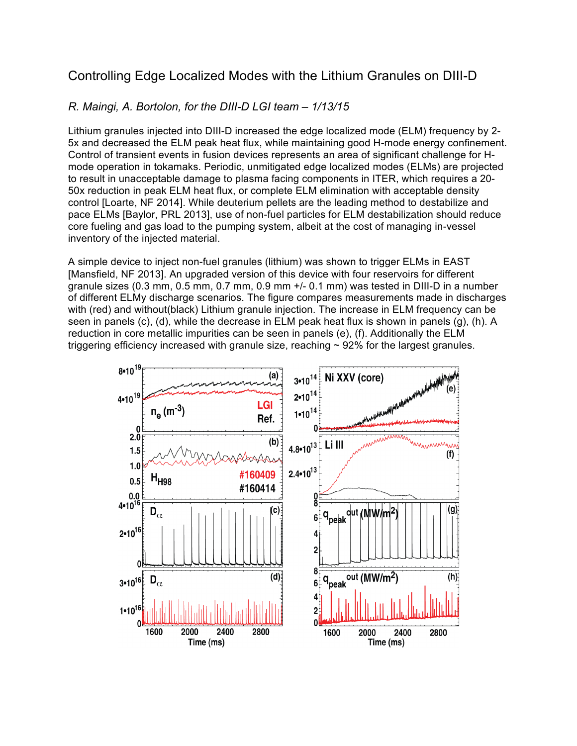# Controlling Edge Localized Modes with the Lithium Granules on DIII-D

*R. Maingi, A. Bortolon, for the DIII-D LGI team – 1/13/15*

Lithium granules injected into DIII-D increased the edge localized mode (ELM) frequency by 2-5x and decreased the ELM peak heat flux, while maintaining good H-mode energy confinement. Control of transient events in fusion devices represents an area of significant challenge for H-mode operation in tokamaks. Periodic, unmitigated edge localized modes (ELMs) are projected to result in unacceptable damage to plasma facing components in ITER, which requires a 20-50x reduction in peak ELM heat flux, or complete ELM elimination with acceptable density control [Loarte, NF 2014]. While deuterium pellets are the leading method to destabilize and pace ELMs [Baylor, PRL 2013], use of non-fuel particles for ELM destabilization should reduce core fueling and gas load to the pumping system, albeit at the cost of managing in-vessel inventory of the injected material.

A simple device to inject non-fuel granules (lithium) was shown to trigger ELMs in EAST [Mansfield, NF 2013]. An upgraded version of this device with four reservoirs for different granule sizes (0.3 mm, 0.5 mm, 0.7 mm, 0.9 mm +/- 0.1 mm) was tested in DIII-D in a number of different ELMy discharge scenarios. The figure compares measurements made in discharges with (red) and without(black) Lithium granule injection. The increase in ELM frequency can be seen in panels (c), (d), while the decrease in ELM peak heat flux is shown in panels (g), (h). A reduction in core metallic impurities can be seen in panels (e), (f). Additionally the ELM triggering efficiency increased with granule size, reaching ~ 92% for the largest granules.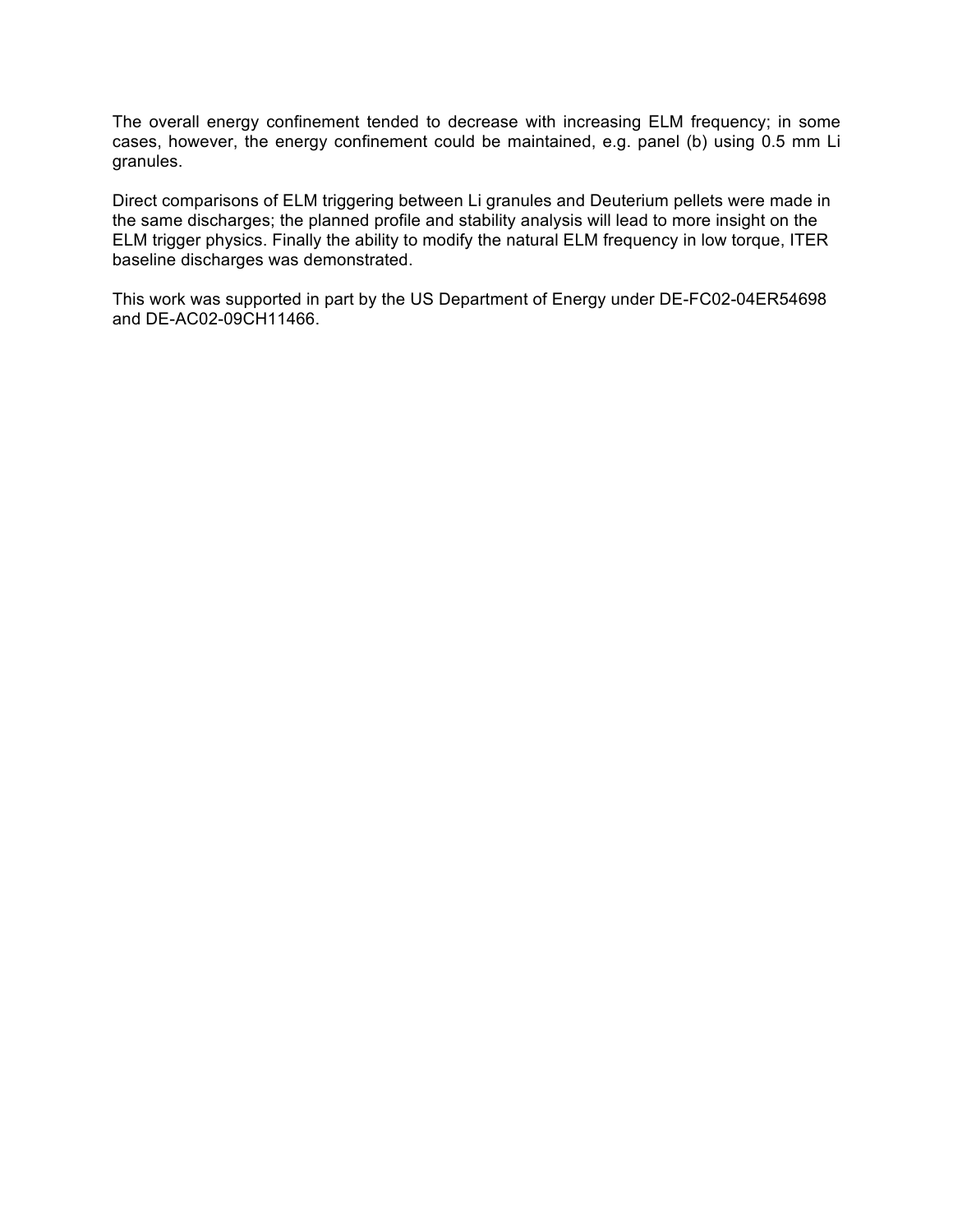The overall energy confinement tended to decrease with increasing ELM frequency; in some cases, however, the energy confinement could be maintained, e.g. panel (b) using 0.5 mm Li granules.

Direct comparisons of ELM triggering between Li granules and Deuterium pellets were made in the same discharges; the planned profile and stability analysis will lead to more insight on the ELM trigger physics. Finally the ability to modify the natural ELM frequency in low torque, ITER baseline discharges was demonstrated.

This work was supported in part by the US Department of Energy under DE-FC02-04ER54698 and DE-AC02-09CH11466.